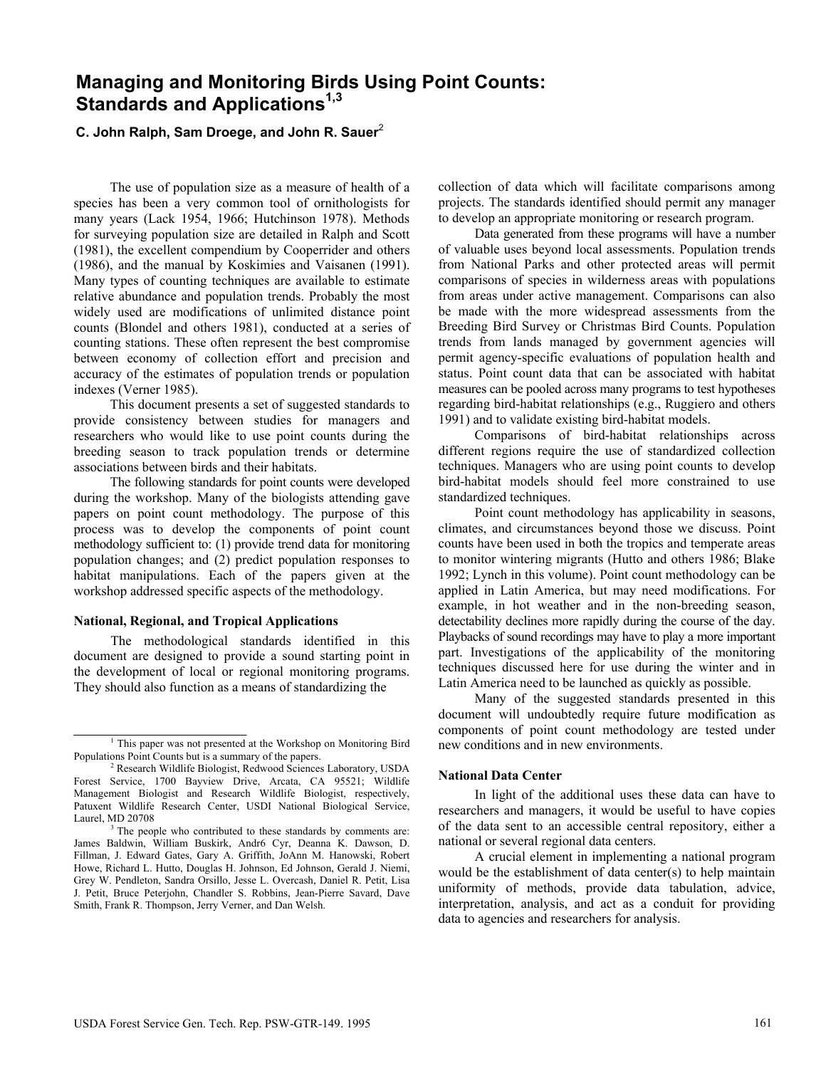# Managing and Monitoring Birds Using Point Counts: Standards and Applications[1,3]

**C. John Ralph, Sam Droege, and John R. Sauer**[2]

The use of population size as a measure of health of a species has been a very common tool of ornithologists for many years (Lack 1954, 1966; Hutchinson 1978). Methods for surveying population size are detailed in Ralph and Scott (1981), the excellent compendium by Cooperrider and others (1986), and the manual by Koskimies and Vaisanen (1991). Many types of counting techniques are available to estimate relative abundance and population trends. Probably the most widely used are modifications of unlimited distance point counts (Blondel and others 1981), conducted at a series of counting stations. These often represent the best compromise between economy of collection effort and precision and accuracy of the estimates of population trends or population indexes (Verner 1985).

This document presents a set of suggested standards to provide consistency between studies for managers and researchers who would like to use point counts during the breeding season to track population trends or determine associations between birds and their habitats.

The following standards for point counts were developed during the workshop. Many of the biologists attending gave papers on point count methodology. The purpose of this process was to develop the components of point count methodology sufficient to: (1) provide trend data for monitoring population changes; and (2) predict population responses to habitat manipulations. Each of the papers given at the workshop addressed specific aspects of the methodology.

### National, Regional, and Tropical Applications

The methodological standards identified in this document are designed to provide a sound starting point in the development of local or regional monitoring programs. They should also function as a means of standardizing the collection of data which will facilitate comparisons among projects. The standards identified should permit any manager to develop an appropriate monitoring or research program.

Data generated from these programs will have a number of valuable uses beyond local assessments. Population trends from National Parks and other protected areas will permit comparisons of species in wilderness areas with populations from areas under active management. Comparisons can also be made with the more widespread assessments from the Breeding Bird Survey or Christmas Bird Counts. Population trends from lands managed by government agencies will permit agency-specific evaluations of population health and status. Point count data that can be associated with habitat measures can be pooled across many programs to test hypotheses regarding bird-habitat relationships (e.g., Ruggiero and others 1991) and to validate existing bird-habitat models.

Comparisons of bird-habitat relationships across different regions require the use of standardized collection techniques. Managers who are using point counts to develop bird-habitat models should feel more constrained to use standardized techniques.

Point count methodology has applicability in seasons, climates, and circumstances beyond those we discuss. Point counts have been used in both the tropics and temperate areas to monitor wintering migrants (Hutto and others 1986; Blake 1992; Lynch in this volume). Point count methodology can be applied in Latin America, but may need modifications. For example, in hot weather and in the non-breeding season, detectability declines more rapidly during the course of the day. Playbacks of sound recordings may have to play a more important part. Investigations of the applicability of the monitoring techniques discussed here for use during the winter and in Latin America need to be launched as quickly as possible.

Many of the suggested standards presented in this document will undoubtedly require future modification as components of point count methodology are tested under new conditions and in new environments.

### National Data Center

In light of the additional uses these data can have to researchers and managers, it would be useful to have copies of the data sent to an accessible central repository, either a national or several regional data centers.

A crucial element in implementing a national program would be the establishment of data center(s) to help maintain uniformity of methods, provide data tabulation, advice, interpretation, analysis, and act as a conduit for providing data to agencies and researchers for analysis.

---

[1] This paper was not presented at the Workshop on Monitoring Bird Populations Point Counts but is a summary of the papers.

[2] Research Wildlife Biologist, Redwood Sciences Laboratory, USDA Forest Service, 1700 Bayview Drive, Arcata, CA 95521; Wildlife Management Biologist and Research Wildlife Biologist, respectively, Patuxent Wildlife Research Center, USDI National Biological Service, Laurel, MD 20708

[3] The people who contributed to these standards by comments are: James Baldwin, William Buskirk, Andr6 Cyr, Deanna K. Dawson, D. Fillman, J. Edward Gates, Gary A. Griffith, JoAnn M. Hanowski, Robert Howe, Richard L. Hutto, Douglas H. Johnson, Ed Johnson, Gerald J. Niemi, Grey W. Pendleton, Sandra Orsillo, Jesse L. Overcash, Daniel R. Petit, Lisa J. Petit, Bruce Peterjohn, Chandler S. Robbins, Jean-Pierre Savard, Dave Smith, Frank R. Thompson, Jerry Verner, and Dan Welsh.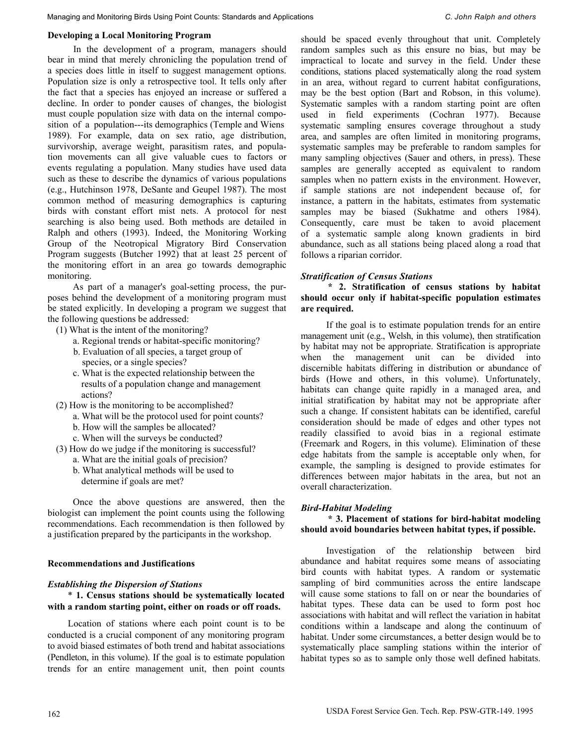### Developing a Local Monitoring Program

In the development of a program, managers should bear in mind that merely chronicling the population trend of a species does little in itself to suggest management options. Population size is only a retrospective tool. It tells only after the fact that a species has enjoyed an increase or suffered a decline. In order to ponder causes of changes, the biologist must couple population size with data on the internal composition of a population---its demographics (Temple and Wiens 1989). For example, data on sex ratio, age distribution, survivorship, average weight, parasitism rates, and population movements can all give valuable cues to factors or events regulating a population. Many studies have used data such as these to describe the dynamics of various populations (e.g., Hutchinson 1978, DeSante and Geupel 1987). The most common method of measuring demographics is capturing birds with constant effort mist nets. A protocol for nest searching is also being used. Both methods are detailed in Ralph and others (1993). Indeed, the Monitoring Working Group of the Neotropical Migratory Bird Conservation Program suggests (Butcher 1992) that at least 25 percent of the monitoring effort in an area go towards demographic monitoring.

As part of a manager's goal-setting process, the purposes behind the development of a monitoring program must be stated explicitly. In developing a program we suggest that the following questions be addressed:

(1) What is the intent of the monitoring?
   a. Regional trends or habitat-specific monitoring?
   b. Evaluation of all species, a target group of species, or a single species?
   c. What is the expected relationship between the results of a population change and management actions?

(2) How is the monitoring to be accomplished?
   a. What will be the protocol used for point counts?
   b. How will the samples be allocated?
   c. When will the surveys be conducted?

(3) How do we judge if the monitoring is successful?
   a. What are the initial goals of precision?
   b. What analytical methods will be used to determine if goals are met?

Once the above questions are answered, then the biologist can implement the point counts using the following recommendations. Each recommendation is then followed by a justification prepared by the participants in the workshop.

### Recommendations and Justifications

#### *Establishing the Dispersion of Stations*

**\* 1. Census stations should be systematically located with a random starting point, either on roads or off roads.**

Location of stations where each point count is to be conducted is a crucial component of any monitoring program to avoid biased estimates of both trend and habitat associations (Pendleton, in this volume). If the goal is to estimate population trends for an entire management unit, then point counts should be spaced evenly throughout that unit. Completely random samples such as this ensure no bias, but may be impractical to locate and survey in the field. Under these conditions, stations placed systematically along the road system in an area, without regard to current habitat configurations, may be the best option (Bart and Robson, in this volume). Systematic samples with a random starting point are often used in field experiments (Cochran 1977). Because systematic sampling ensures coverage throughout a study area, and samples are often limited in monitoring programs, systematic samples may be preferable to random samples for many sampling objectives (Sauer and others, in press). These samples are generally accepted as equivalent to random samples when no pattern exists in the environment. However, if sample stations are not independent because of, for instance, a pattern in the habitats, estimates from systematic samples may be biased (Sukhatme and others 1984). Consequently, care must be taken to avoid placement of a systematic sample along known gradients in bird abundance, such as all stations being placed along a road that follows a riparian corridor.

#### *Stratification of Census Stations*

**\* 2. Stratification of census stations by habitat should occur only if habitat-specific population estimates are required.**

If the goal is to estimate population trends for an entire management unit (e.g., Welsh, in this volume), then stratification by habitat may not be appropriate. Stratification is appropriate when the management unit can be divided into discernible habitats differing in distribution or abundance of birds (Howe and others, in this volume). Unfortunately, habitats can change quite rapidly in a managed area, and initial stratification by habitat may not be appropriate after such a change. If consistent habitats can be identified, careful consideration should be made of edges and other types not readily classified to avoid bias in a regional estimate (Freemark and Rogers, in this volume). Elimination of these edge habitats from the sample is acceptable only when, for example, the sampling is designed to provide estimates for differences between major habitats in the area, but not an overall characterization.

#### *Bird-Habitat Modeling*

**\* 3. Placement of stations for bird-habitat modeling should avoid boundaries between habitat types, if possible.**

Investigation of the relationship between bird abundance and habitat requires some means of associating bird counts with habitat types. A random or systematic sampling of bird communities across the entire landscape will cause some stations to fall on or near the boundaries of habitat types. These data can be used to form post hoc associations with habitat and will reflect the variation in habitat conditions within a landscape and along the continuum of habitat. Under some circumstances, a better design would be to systematically place sampling stations within the interior of habitat types so as to sample only those well defined habitats.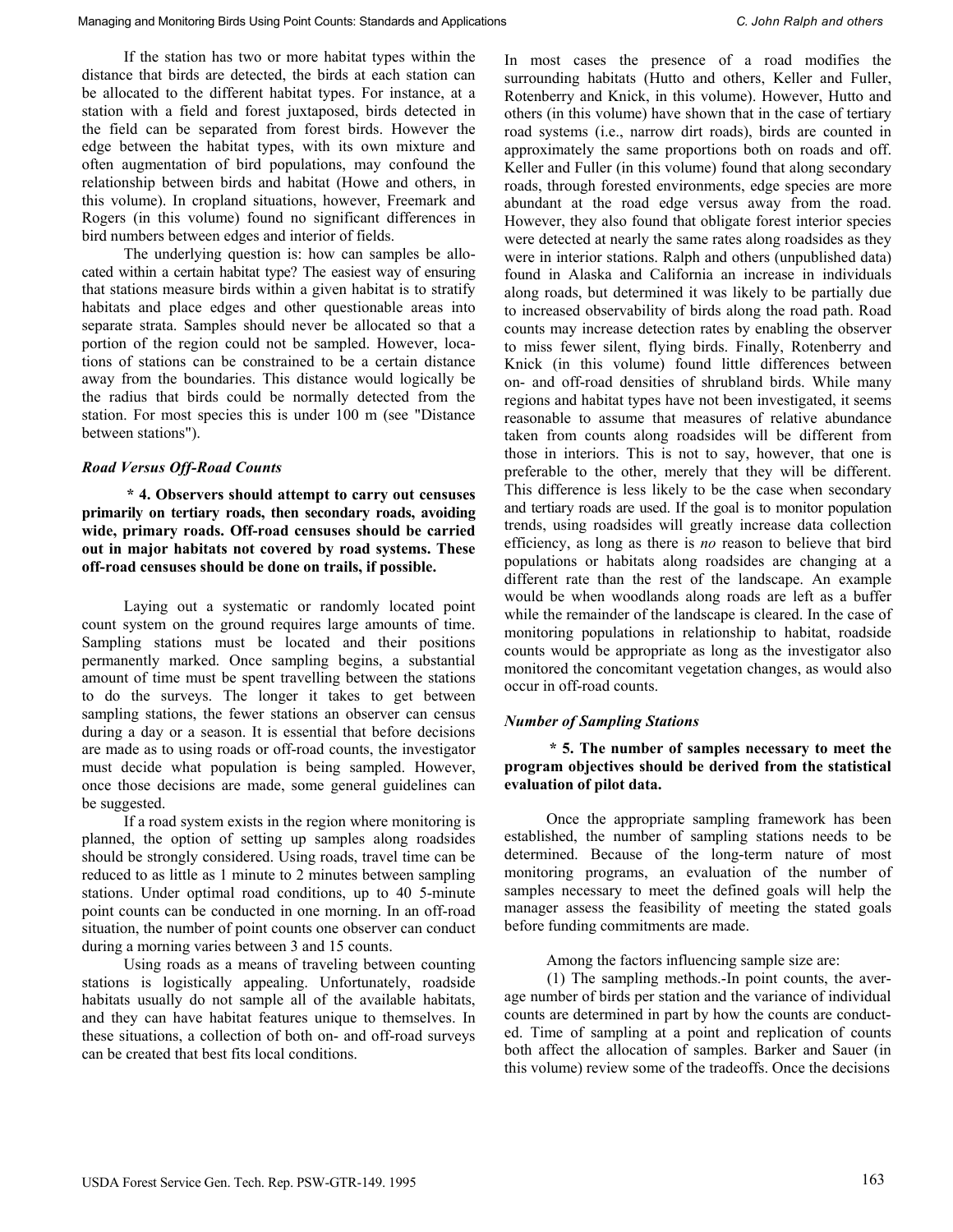If the station has two or more habitat types within the distance that birds are detected, the birds at each station can be allocated to the different habitat types. For instance, at a station with a field and forest juxtaposed, birds detected in the field can be separated from forest birds. However the edge between the habitat types, with its own mixture and often augmentation of bird populations, may confound the relationship between birds and habitat (Howe and others, in this volume). In cropland situations, however, Freemark and Rogers (in this volume) found no significant differences in bird numbers between edges and interior of fields.

The underlying question is: how can samples be allocated within a certain habitat type? The easiest way of ensuring that stations measure birds within a given habitat is to stratify habitats and place edges and other questionable areas into separate strata. Samples should never be allocated so that a portion of the region could not be sampled. However, locations of stations can be constrained to be a certain distance away from the boundaries. This distance would logically be the radius that birds could be normally detected from the station. For most species this is under 100 m (see "Distance between stations").

### *Road Versus Off-Road Counts*

**\* 4. Observers should attempt to carry out censuses primarily on tertiary roads, then secondary roads, avoiding wide, primary roads. Off-road censuses should be carried out in major habitats not covered by road systems. These off-road censuses should be done on trails, if possible.**

Laying out a systematic or randomly located point count system on the ground requires large amounts of time. Sampling stations must be located and their positions permanently marked. Once sampling begins, a substantial amount of time must be spent travelling between the stations to do the surveys. The longer it takes to get between sampling stations, the fewer stations an observer can census during a day or a season. It is essential that before decisions are made as to using roads or off-road counts, the investigator must decide what population is being sampled. However, once those decisions are made, some general guidelines can be suggested.

If a road system exists in the region where monitoring is planned, the option of setting up samples along roadsides should be strongly considered. Using roads, travel time can be reduced to as little as 1 minute to 2 minutes between sampling stations. Under optimal road conditions, up to 40 5-minute point counts can be conducted in one morning. In an off-road situation, the number of point counts one observer can conduct during a morning varies between 3 and 15 counts.

Using roads as a means of traveling between counting stations is logistically appealing. Unfortunately, roadside habitats usually do not sample all of the available habitats, and they can have habitat features unique to themselves. In these situations, a collection of both on- and off-road surveys can be created that best fits local conditions.

In most cases the presence of a road modifies the surrounding habitats (Hutto and others, Keller and Fuller, Rotenberry and Knick, in this volume). However, Hutto and others (in this volume) have shown that in the case of tertiary road systems (i.e., narrow dirt roads), birds are counted in approximately the same proportions both on roads and off. Keller and Fuller (in this volume) found that along secondary roads, through forested environments, edge species are more abundant at the road edge versus away from the road. However, they also found that obligate forest interior species were detected at nearly the same rates along roadsides as they were in interior stations. Ralph and others (unpublished data) found in Alaska and California an increase in individuals along roads, but determined it was likely to be partially due to increased observability of birds along the road path. Road counts may increase detection rates by enabling the observer to miss fewer silent, flying birds. Finally, Rotenberry and Knick (in this volume) found little differences between on- and off-road densities of shrubland birds. While many regions and habitat types have not been investigated, it seems reasonable to assume that measures of relative abundance taken from counts along roadsides will be different from those in interiors. This is not to say, however, that one is preferable to the other, merely that they will be different. This difference is less likely to be the case when secondary and tertiary roads are used. If the goal is to monitor population trends, using roadsides will greatly increase data collection efficiency, as long as there is *no* reason to believe that bird populations or habitats along roadsides are changing at a different rate than the rest of the landscape. An example would be when woodlands along roads are left as a buffer while the remainder of the landscape is cleared. In the case of monitoring populations in relationship to habitat, roadside counts would be appropriate as long as the investigator also monitored the concomitant vegetation changes, as would also occur in off-road counts.

### *Number of Sampling Stations*

**\* 5. The number of samples necessary to meet the program objectives should be derived from the statistical evaluation of pilot data.**

Once the appropriate sampling framework has been established, the number of sampling stations needs to be determined. Because of the long-term nature of most monitoring programs, an evaluation of the number of samples necessary to meet the defined goals will help the manager assess the feasibility of meeting the stated goals before funding commitments are made.

Among the factors influencing sample size are:

(1) The sampling methods.-In point counts, the average number of birds per station and the variance of individual counts are determined in part by how the counts are conducted. Time of sampling at a point and replication of counts both affect the allocation of samples. Barker and Sauer (in this volume) review some of the tradeoffs. Once the decisions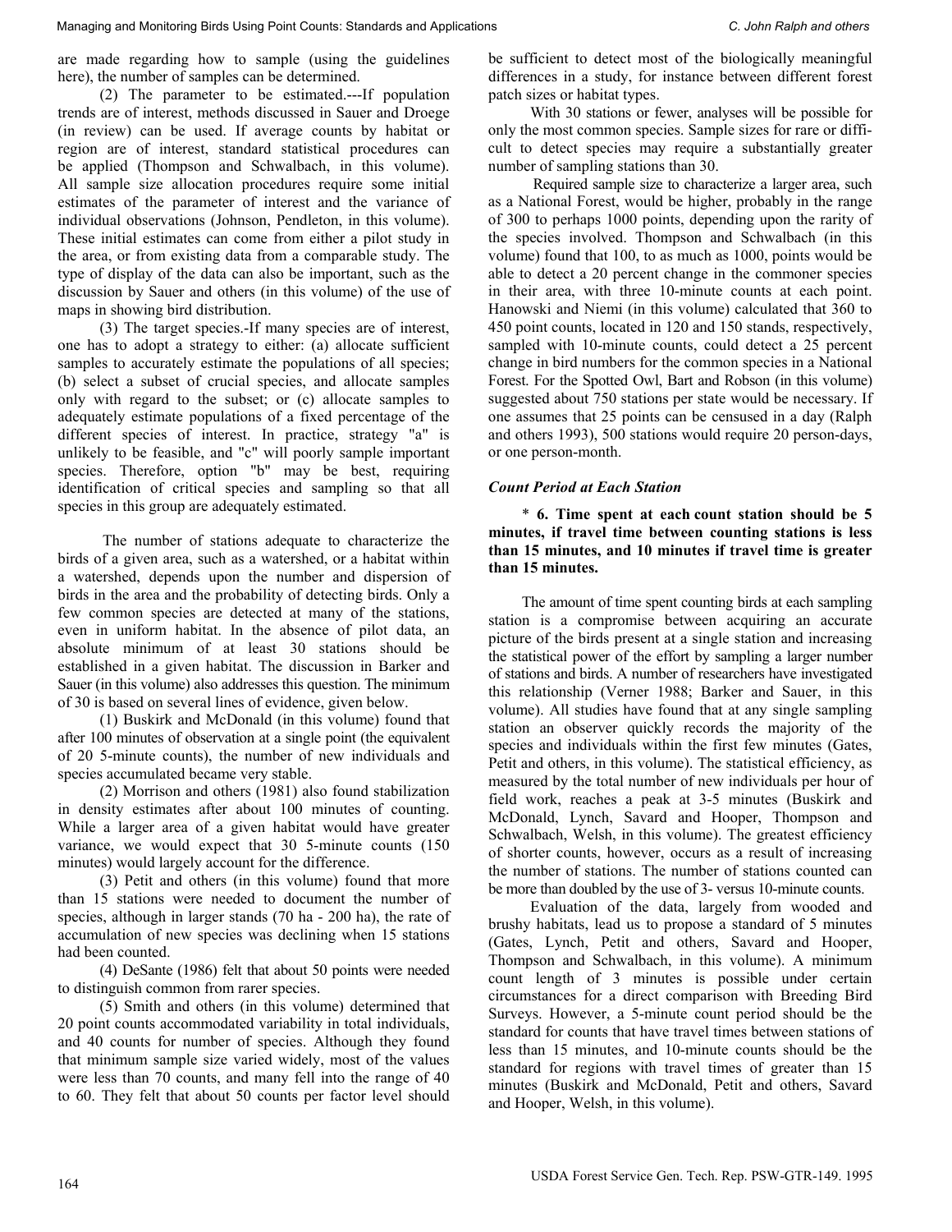are made regarding how to sample (using the guidelines here), the number of samples can be determined.

(2) The parameter to be estimated.---If population trends are of interest, methods discussed in Sauer and Droege (in review) can be used. If average counts by habitat or region are of interest, standard statistical procedures can be applied (Thompson and Schwalbach, in this volume). All sample size allocation procedures require some initial estimates of the parameter of interest and the variance of individual observations (Johnson, Pendleton, in this volume). These initial estimates can come from either a pilot study in the area, or from existing data from a comparable study. The type of display of the data can also be important, such as the discussion by Sauer and others (in this volume) of the use of maps in showing bird distribution.

(3) The target species.-If many species are of interest, one has to adopt a strategy to either: (a) allocate sufficient samples to accurately estimate the populations of all species; (b) select a subset of crucial species, and allocate samples only with regard to the subset; or (c) allocate samples to adequately estimate populations of a fixed percentage of the different species of interest. In practice, strategy "a" is unlikely to be feasible, and "c" will poorly sample important species. Therefore, option "b" may be best, requiring identification of critical species and sampling so that all species in this group are adequately estimated.

The number of stations adequate to characterize the birds of a given area, such as a watershed, or a habitat within a watershed, depends upon the number and dispersion of birds in the area and the probability of detecting birds. Only a few common species are detected at many of the stations, even in uniform habitat. In the absence of pilot data, an absolute minimum of at least 30 stations should be established in a given habitat. The discussion in Barker and Sauer (in this volume) also addresses this question. The minimum of 30 is based on several lines of evidence, given below.

(1) Buskirk and McDonald (in this volume) found that after 100 minutes of observation at a single point (the equivalent of 20 5-minute counts), the number of new individuals and species accumulated became very stable.

(2) Morrison and others (1981) also found stabilization in density estimates after about 100 minutes of counting. While a larger area of a given habitat would have greater variance, we would expect that 30 5-minute counts (150 minutes) would largely account for the difference.

(3) Petit and others (in this volume) found that more than 15 stations were needed to document the number of species, although in larger stands (70 ha - 200 ha), the rate of accumulation of new species was declining when 15 stations had been counted.

(4) DeSante (1986) felt that about 50 points were needed to distinguish common from rarer species.

(5) Smith and others (in this volume) determined that 20 point counts accommodated variability in total individuals, and 40 counts for number of species. Although they found that minimum sample size varied widely, most of the values were less than 70 counts, and many fell into the range of 40 to 60. They felt that about 50 counts per factor level should be sufficient to detect most of the biologically meaningful differences in a study, for instance between different forest patch sizes or habitat types.

With 30 stations or fewer, analyses will be possible for only the most common species. Sample sizes for rare or difficult to detect species may require a substantially greater number of sampling stations than 30.

Required sample size to characterize a larger area, such as a National Forest, would be higher, probably in the range of 300 to perhaps 1000 points, depending upon the rarity of the species involved. Thompson and Schwalbach (in this volume) found that 100, to as much as 1000, points would be able to detect a 20 percent change in the commoner species in their area, with three 10-minute counts at each point. Hanowski and Niemi (in this volume) calculated that 360 to 450 point counts, located in 120 and 150 stands, respectively, sampled with 10-minute counts, could detect a 25 percent change in bird numbers for the common species in a National Forest. For the Spotted Owl, Bart and Robson (in this volume) suggested about 750 stations per state would be necessary. If one assumes that 25 points can be censused in a day (Ralph and others 1993), 500 stations would require 20 person-days, or one person-month.

### *Count Period at Each Station*

\* **6. Time spent at each count station should be 5 minutes, if travel time between counting stations is less than 15 minutes, and 10 minutes if travel time is greater than 15 minutes.**

The amount of time spent counting birds at each sampling station is a compromise between acquiring an accurate picture of the birds present at a single station and increasing the statistical power of the effort by sampling a larger number of stations and birds. A number of researchers have investigated this relationship (Verner 1988; Barker and Sauer, in this volume). All studies have found that at any single sampling station an observer quickly records the majority of the species and individuals within the first few minutes (Gates, Petit and others, in this volume). The statistical efficiency, as measured by the total number of new individuals per hour of field work, reaches a peak at 3-5 minutes (Buskirk and McDonald, Lynch, Savard and Hooper, Thompson and Schwalbach, Welsh, in this volume). The greatest efficiency of shorter counts, however, occurs as a result of increasing the number of stations. The number of stations counted can be more than doubled by the use of 3- versus 10-minute counts.

Evaluation of the data, largely from wooded and brushy habitats, lead us to propose a standard of 5 minutes (Gates, Lynch, Petit and others, Savard and Hooper, Thompson and Schwalbach, Welsh, in this volume). A minimum count length of 3 minutes is possible under certain circumstances for a direct comparison with Breeding Bird Surveys. However, a 5-minute count period should be the standard for counts that have travel times between stations of less than 15 minutes, and 10-minute counts should be the standard for regions with travel times of greater than 15 minutes (Buskirk and McDonald, Petit and others, Savard and Hooper, Welsh, in this volume).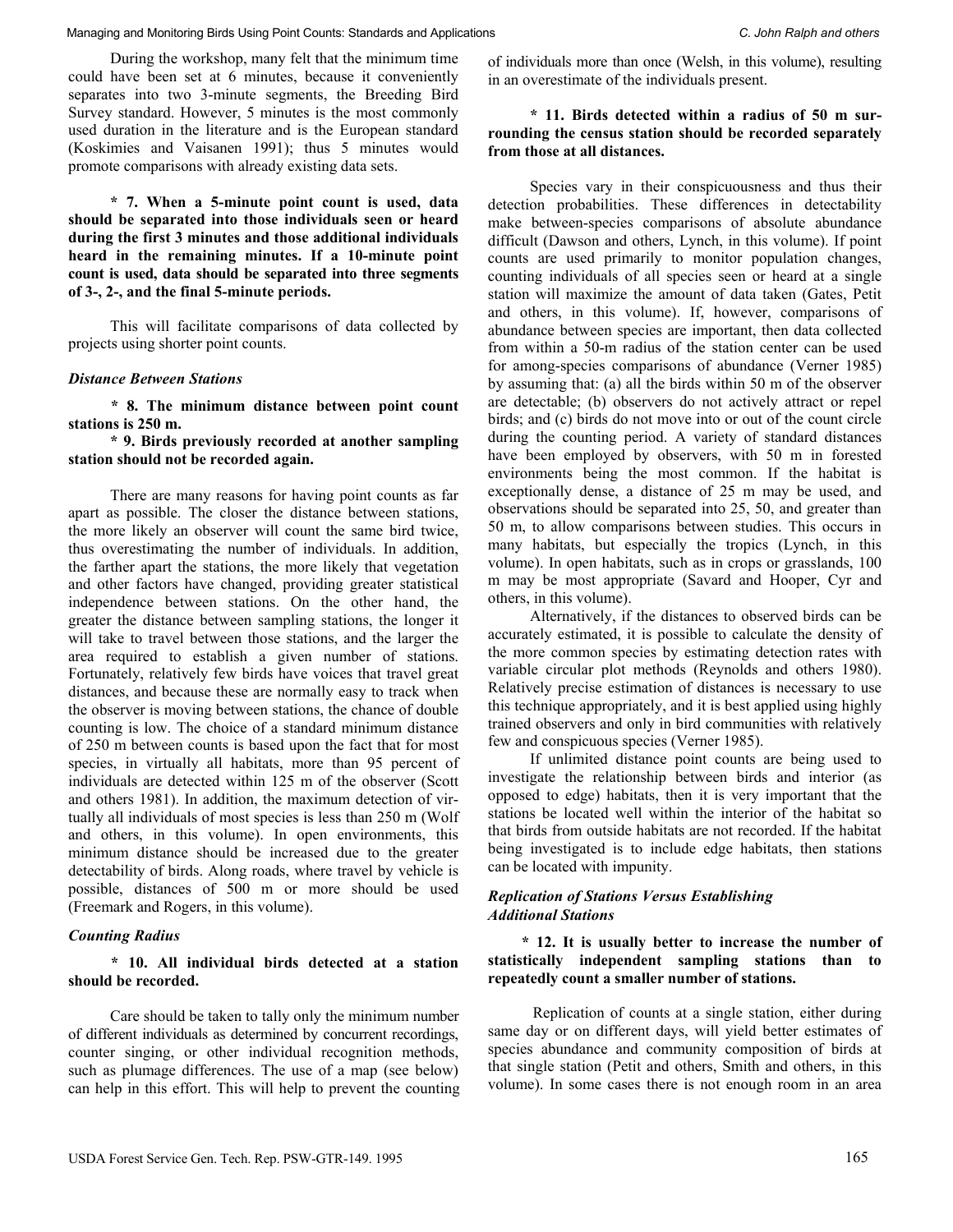During the workshop, many felt that the minimum time could have been set at 6 minutes, because it conveniently separates into two 3-minute segments, the Breeding Bird Survey standard. However, 5 minutes is the most commonly used duration in the literature and is the European standard (Koskimies and Vaisanen 1991); thus 5 minutes would promote comparisons with already existing data sets.

**\* 7. When a 5-minute point count is used, data should be separated into those individuals seen or heard during the first 3 minutes and those additional individuals heard in the remaining minutes. If a 10-minute point count is used, data should be separated into three segments of 3-, 2-, and the final 5-minute periods.**

This will facilitate comparisons of data collected by projects using shorter point counts.

### *Distance Between Stations*

**\* 8. The minimum distance between point count stations is 250 m.**

**\* 9. Birds previously recorded at another sampling station should not be recorded again.**

There are many reasons for having point counts as far apart as possible. The closer the distance between stations, the more likely an observer will count the same bird twice, thus overestimating the number of individuals. In addition, the farther apart the stations, the more likely that vegetation and other factors have changed, providing greater statistical independence between stations. On the other hand, the greater the distance between sampling stations, the longer it will take to travel between those stations, and the larger the area required to establish a given number of stations. Fortunately, relatively few birds have voices that travel great distances, and because these are normally easy to track when the observer is moving between stations, the chance of double counting is low. The choice of a standard minimum distance of 250 m between counts is based upon the fact that for most species, in virtually all habitats, more than 95 percent of individuals are detected within 125 m of the observer (Scott and others 1981). In addition, the maximum detection of virtually all individuals of most species is less than 250 m (Wolf and others, in this volume). In open environments, this minimum distance should be increased due to the greater detectability of birds. Along roads, where travel by vehicle is possible, distances of 500 m or more should be used (Freemark and Rogers, in this volume).

### *Counting Radius*

**\* 10. All individual birds detected at a station should be recorded.**

Care should be taken to tally only the minimum number of different individuals as determined by concurrent recordings, counter singing, or other individual recognition methods, such as plumage differences. The use of a map (see below) can help in this effort. This will help to prevent the counting of individuals more than once (Welsh, in this volume), resulting in an overestimate of the individuals present.

**\* 11. Birds detected within a radius of 50 m surrounding the census station should be recorded separately from those at all distances.**

Species vary in their conspicuousness and thus their detection probabilities. These differences in detectability make between-species comparisons of absolute abundance difficult (Dawson and others, Lynch, in this volume). If point counts are used primarily to monitor population changes, counting individuals of all species seen or heard at a single station will maximize the amount of data taken (Gates, Petit and others, in this volume). If, however, comparisons of abundance between species are important, then data collected from within a 50-m radius of the station center can be used for among-species comparisons of abundance (Verner 1985) by assuming that: (a) all the birds within 50 m of the observer are detectable; (b) observers do not actively attract or repel birds; and (c) birds do not move into or out of the count circle during the counting period. A variety of standard distances have been employed by observers, with 50 m in forested environments being the most common. If the habitat is exceptionally dense, a distance of 25 m may be used, and observations should be separated into 25, 50, and greater than 50 m, to allow comparisons between studies. This occurs in many habitats, but especially the tropics (Lynch, in this volume). In open habitats, such as in crops or grasslands, 100 m may be most appropriate (Savard and Hooper, Cyr and others, in this volume).

Alternatively, if the distances to observed birds can be accurately estimated, it is possible to calculate the density of the more common species by estimating detection rates with variable circular plot methods (Reynolds and others 1980). Relatively precise estimation of distances is necessary to use this technique appropriately, and it is best applied using highly trained observers and only in bird communities with relatively few and conspicuous species (Verner 1985).

If unlimited distance point counts are being used to investigate the relationship between birds and interior (as opposed to edge) habitats, then it is very important that the stations be located well within the interior of the habitat so that birds from outside habitats are not recorded. If the habitat being investigated is to include edge habitats, then stations can be located with impunity.

### *Replication of Stations Versus Establishing Additional Stations*

**\* 12. It is usually better to increase the number of statistically independent sampling stations than to repeatedly count a smaller number of stations.**

Replication of counts at a single station, either during same day or on different days, will yield better estimates of species abundance and community composition of birds at that single station (Petit and others, Smith and others, in this volume). In some cases there is not enough room in an area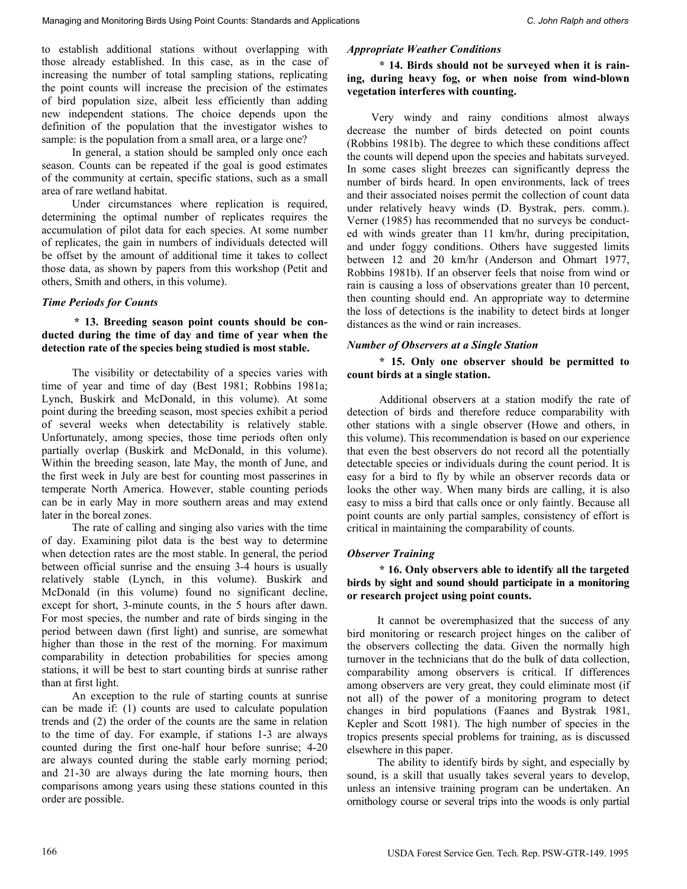to establish additional stations without overlapping with those already established. In this case, as in the case of increasing the number of total sampling stations, replicating the point counts will increase the precision of the estimates of bird population size, albeit less efficiently than adding new independent stations. The choice depends upon the definition of the population that the investigator wishes to sample: is the population from a small area, or a large one?

In general, a station should be sampled only once each season. Counts can be repeated if the goal is good estimates of the community at certain, specific stations, such as a small area of rare wetland habitat.

Under circumstances where replication is required, determining the optimal number of replicates requires the accumulation of pilot data for each species. At some number of replicates, the gain in numbers of individuals detected will be offset by the amount of additional time it takes to collect those data, as shown by papers from this workshop (Petit and others, Smith and others, in this volume).

### *Time Periods for Counts*

**\* 13. Breeding season point counts should be conducted during the time of day and time of year when the detection rate of the species being studied is most stable.**

The visibility or detectability of a species varies with time of year and time of day (Best 1981; Robbins 1981a; Lynch, Buskirk and McDonald, in this volume). At some point during the breeding season, most species exhibit a period of several weeks when detectability is relatively stable. Unfortunately, among species, those time periods often only partially overlap (Buskirk and McDonald, in this volume). Within the breeding season, late May, the month of June, and the first week in July are best for counting most passerines in temperate North America. However, stable counting periods can be in early May in more southern areas and may extend later in the boreal zones.

The rate of calling and singing also varies with the time of day. Examining pilot data is the best way to determine when detection rates are the most stable. In general, the period between official sunrise and the ensuing 3-4 hours is usually relatively stable (Lynch, in this volume). Buskirk and McDonald (in this volume) found no significant decline, except for short, 3-minute counts, in the 5 hours after dawn. For most species, the number and rate of birds singing in the period between dawn (first light) and sunrise, are somewhat higher than those in the rest of the morning. For maximum comparability in detection probabilities for species among stations, it will be best to start counting birds at sunrise rather than at first light.

An exception to the rule of starting counts at sunrise can be made if: (1) counts are used to calculate population trends and (2) the order of the counts are the same in relation to the time of day. For example, if stations 1-3 are always counted during the first one-half hour before sunrise; 4-20 are always counted during the stable early morning period; and 21-30 are always during the late morning hours, then comparisons among years using these stations counted in this order are possible.

### *Appropriate Weather Conditions*

**\* 14. Birds should not be surveyed when it is raining, during heavy fog, or when noise from wind-blown vegetation interferes with counting.**

Very windy and rainy conditions almost always decrease the number of birds detected on point counts (Robbins 1981b). The degree to which these conditions affect the counts will depend upon the species and habitats surveyed. In some cases slight breezes can significantly depress the number of birds heard. In open environments, lack of trees and their associated noises permit the collection of count data under relatively heavy winds (D. Bystrak, pers. comm.). Verner (1985) has recommended that no surveys be conducted with winds greater than 11 km/hr, during precipitation, and under foggy conditions. Others have suggested limits between 12 and 20 km/hr (Anderson and Ohmart 1977, Robbins 1981b). If an observer feels that noise from wind or rain is causing a loss of observations greater than 10 percent, then counting should end. An appropriate way to determine the loss of detections is the inability to detect birds at longer distances as the wind or rain increases.

### *Number of Observers at a Single Station*

**\* 15. Only one observer should be permitted to count birds at a single station.**

Additional observers at a station modify the rate of detection of birds and therefore reduce comparability with other stations with a single observer (Howe and others, in this volume). This recommendation is based on our experience that even the best observers do not record all the potentially detectable species or individuals during the count period. It is easy for a bird to fly by while an observer records data or looks the other way. When many birds are calling, it is also easy to miss a bird that calls once or only faintly. Because all point counts are only partial samples, consistency of effort is critical in maintaining the comparability of counts.

### *Observer Training*

**\* 16. Only observers able to identify all the targeted birds by sight and sound should participate in a monitoring or research project using point counts.**

It cannot be overemphasized that the success of any bird monitoring or research project hinges on the caliber of the observers collecting the data. Given the normally high turnover in the technicians that do the bulk of data collection, comparability among observers is critical. If differences among observers are very great, they could eliminate most (if not all) of the power of a monitoring program to detect changes in bird populations (Faanes and Bystrak 1981, Kepler and Scott 1981). The high number of species in the tropics presents special problems for training, as is discussed elsewhere in this paper.

The ability to identify birds by sight, and especially by sound, is a skill that usually takes several years to develop, unless an intensive training program can be undertaken. An ornithology course or several trips into the woods is only partial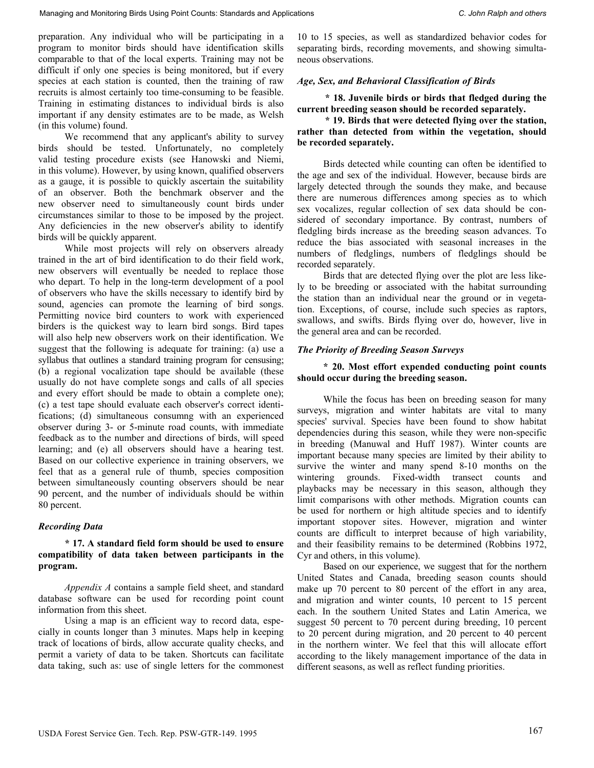preparation. Any individual who will be participating in a program to monitor birds should have identification skills comparable to that of the local experts. Training may not be difficult if only one species is being monitored, but if every species at each station is counted, then the training of raw recruits is almost certainly too time-consuming to be feasible. Training in estimating distances to individual birds is also important if any density estimates are to be made, as Welsh (in this volume) found.

We recommend that any applicant's ability to survey birds should be tested. Unfortunately, no completely valid testing procedure exists (see Hanowski and Niemi, in this volume). However, by using known, qualified observers as a gauge, it is possible to quickly ascertain the suitability of an observer. Both the benchmark observer and the new observer need to simultaneously count birds under circumstances similar to those to be imposed by the project. Any deficiencies in the new observer's ability to identify birds will be quickly apparent.

While most projects will rely on observers already trained in the art of bird identification to do their field work, new observers will eventually be needed to replace those who depart. To help in the long-term development of a pool of observers who have the skills necessary to identify bird by sound, agencies can promote the learning of bird songs. Permitting novice bird counters to work with experienced birders is the quickest way to learn bird songs. Bird tapes will also help new observers work on their identification. We suggest that the following is adequate for training: (a) use a syllabus that outlines a standard training program for censusing; (b) a regional vocalization tape should be available (these usually do not have complete songs and calls of all species and every effort should be made to obtain a complete one); (c) a test tape should evaluate each observer's correct identifications; (d) simultaneous consumng with an experienced observer during 3- or 5-minute road counts, with immediate feedback as to the number and directions of birds, will speed learning; and (e) all observers should have a hearing test. Based on our collective experience in training observers, we feel that as a general rule of thumb, species composition between simultaneously counting observers should be near 90 percent, and the number of individuals should be within 80 percent.

### *Recording Data*

**\* 17. A standard field form should be used to ensure compatibility of data taken between participants in the program.**

*Appendix A* contains a sample field sheet, and standard database software can be used for recording point count information from this sheet.

Using a map is an efficient way to record data, especially in counts longer than 3 minutes. Maps help in keeping track of locations of birds, allow accurate quality checks, and permit a variety of data to be taken. Shortcuts can facilitate data taking, such as: use of single letters for the commonest 10 to 15 species, as well as standardized behavior codes for separating birds, recording movements, and showing simultaneous observations.

### *Age, Sex, and Behavioral Classification of Birds*

**\* 18. Juvenile birds or birds that fledged during the current breeding season should be recorded separately.**

**\* 19. Birds that were detected flying over the station, rather than detected from within the vegetation, should be recorded separately.**

Birds detected while counting can often be identified to the age and sex of the individual. However, because birds are largely detected through the sounds they make, and because there are numerous differences among species as to which sex vocalizes, regular collection of sex data should be considered of secondary importance. By contrast, numbers of fledgling birds increase as the breeding season advances. To reduce the bias associated with seasonal increases in the numbers of fledglings, numbers of fledglings should be recorded separately.

Birds that are detected flying over the plot are less likely to be breeding or associated with the habitat surrounding the station than an individual near the ground or in vegetation. Exceptions, of course, include such species as raptors, swallows, and swifts. Birds flying over do, however, live in the general area and can be recorded.

### *The Priority of Breeding Season Surveys*

**\* 20. Most effort expended conducting point counts should occur during the breeding season.**

While the focus has been on breeding season for many surveys, migration and winter habitats are vital to many species' survival. Species have been found to show habitat dependencies during this season, while they were non-specific in breeding (Manuwal and Huff 1987). Winter counts are important because many species are limited by their ability to survive the winter and many spend 8-10 months on the wintering grounds. Fixed-width transect counts and playbacks may be necessary in this season, although they limit comparisons with other methods. Migration counts can be used for northern or high altitude species and to identify important stopover sites. However, migration and winter counts are difficult to interpret because of high variability, and their feasibility remains to be determined (Robbins 1972, Cyr and others, in this volume).

Based on our experience, we suggest that for the northern United States and Canada, breeding season counts should make up 70 percent to 80 percent of the effort in any area, and migration and winter counts, 10 percent to 15 percent each. In the southern United States and Latin America, we suggest 50 percent to 70 percent during breeding, 10 percent to 20 percent during migration, and 20 percent to 40 percent in the northern winter. We feel that this will allocate effort according to the likely management importance of the data in different seasons, as well as reflect funding priorities.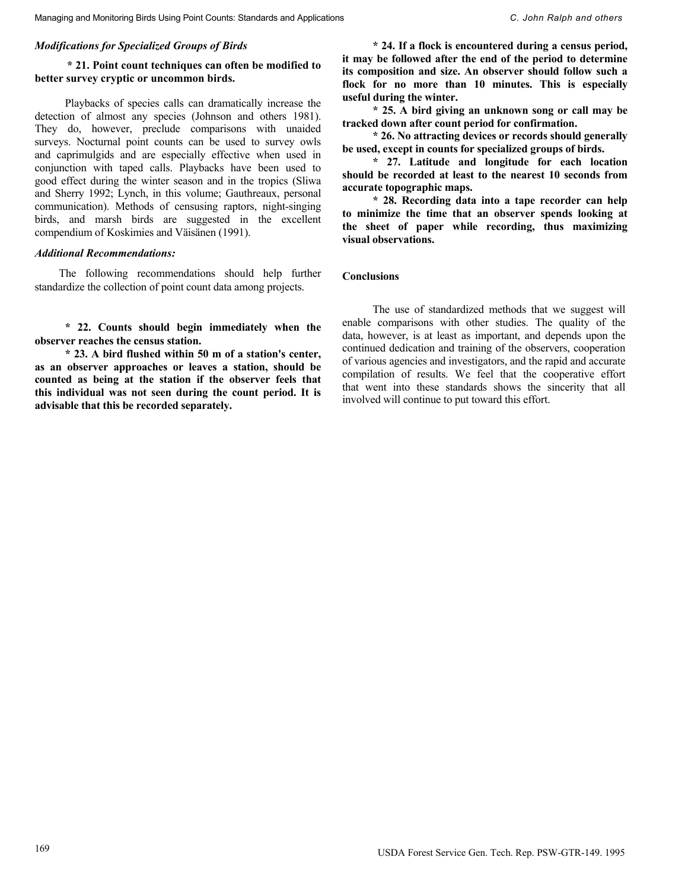### *Modifications for Specialized Groups of Birds*

**\* 21. Point count techniques can often be modified to better survey cryptic or uncommon birds.**

Playbacks of species calls can dramatically increase the detection of almost any species (Johnson and others 1981). They do, however, preclude comparisons with unaided surveys. Nocturnal point counts can be used to survey owls and caprimulgids and are especially effective when used in conjunction with taped calls. Playbacks have been used to good effect during the winter season and in the tropics (Sliwa and Sherry 1992; Lynch, in this volume; Gauthreaux, personal communication). Methods of censusing raptors, night-singing birds, and marsh birds are suggested in the excellent compendium of Koskimies and Väisänen (1991).

### *Additional Recommendations:*

The following recommendations should help further standardize the collection of point count data among projects.

**\* 22. Counts should begin immediately when the observer reaches the census station.**

**\* 23. A bird flushed within 50 m of a station's center, as an observer approaches or leaves a station, should be counted as being at the station if the observer feels that this individual was not seen during the count period. It is advisable that this be recorded separately.**

**\* 24. If a flock is encountered during a census period, it may be followed after the end of the period to determine its composition and size. An observer should follow such a flock for no more than 10 minutes. This is especially useful during the winter.**

**\* 25. A bird giving an unknown song or call may be tracked down after count period for confirmation.**

**\* 26. No attracting devices or records should generally be used, except in counts for specialized groups of birds.**

**\* 27. Latitude and longitude for each location should be recorded at least to the nearest 10 seconds from accurate topographic maps.**

**\* 28. Recording data into a tape recorder can help to minimize the time that an observer spends looking at the sheet of paper while recording, thus maximizing visual observations.**

## Conclusions

The use of standardized methods that we suggest will enable comparisons with other studies. The quality of the data, however, is at least as important, and depends upon the continued dedication and training of the observers, cooperation of various agencies and investigators, and the rapid and accurate compilation of results. We feel that the cooperative effort that went into these standards shows the sincerity that all involved will continue to put toward this effort.